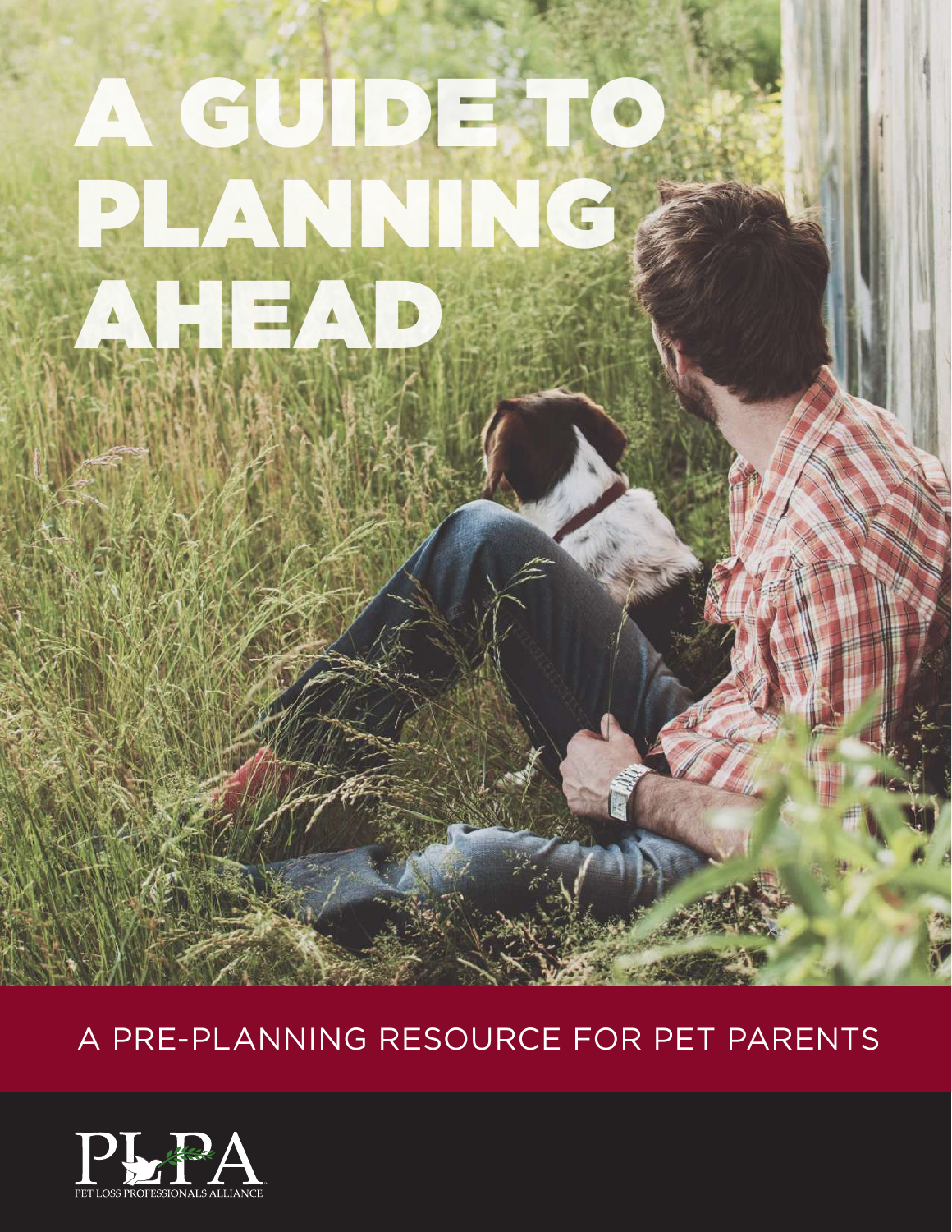# A GUIDE TO PLANNING AHEAD

A PRE-PLANNING RESOURCE FOR PET PARENTS

PLPA

PET LOSS PROFESSIONALS ALLIANCE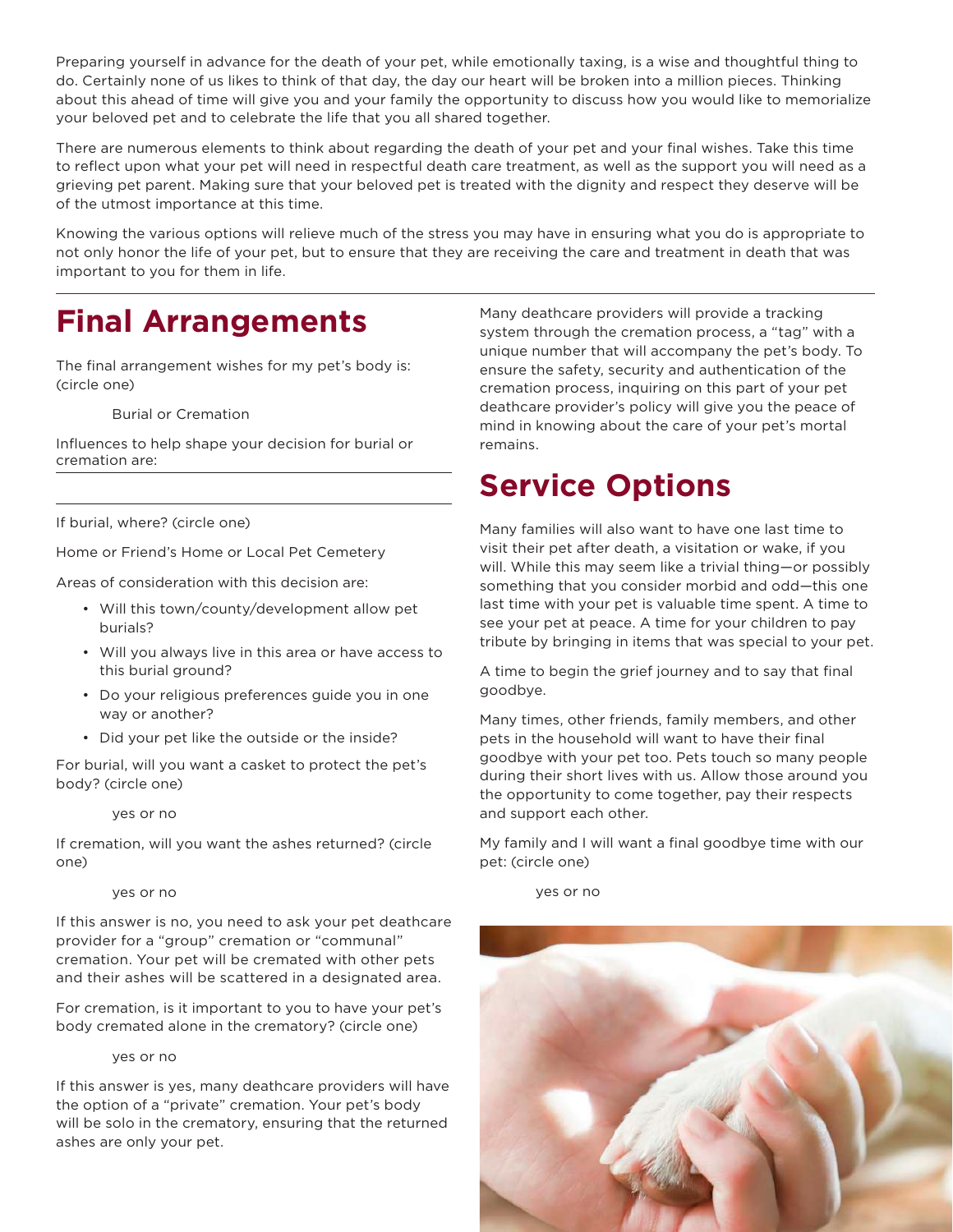Preparing yourself in advance for the death of your pet, while emotionally taxing, is a wise and thoughtful thing to do. Certainly none of us likes to think of that day, the day our heart will be broken into a million pieces. Thinking about this ahead of time will give you and your family the opportunity to discuss how you would like to memorialize your beloved pet and to celebrate the life that you all shared together.

There are numerous elements to think about regarding the death of your pet and your final wishes. Take this time to reflect upon what your pet will need in respectful death care treatment, as well as the support you will need as a grieving pet parent. Making sure that your beloved pet is treated with the dignity and respect they deserve will be of the utmost importance at this time.

Knowing the various options will relieve much of the stress you may have in ensuring what you do is appropriate to not only honor the life of your pet, but to ensure that they are receiving the care and treatment in death that was important to you for them in life.

# Final Arrangements

The final arrangement wishes for my pet's body is: (circle one)

Burial or Cremation

Influences to help shape your decision for burial or cremation are:

______________________________

______________________________

If burial, where? (circle one)

Home or Friend's Home or Local Pet Cemetery

Areas of consideration with this decision are:

- Will this town/county/development allow pet burials?
- Will you always live in this area or have access to this burial ground?
- Do your religious preferences guide you in one way or another?
- Did your pet like the outside or the inside?

For burial, will you want a casket to protect the pet's body? (circle one)

yes or no

If cremation, will you want the ashes returned? (circle one)

yes or no

If this answer is no, you need to ask your pet deathcare provider for a "group" cremation or "communal" cremation. Your pet will be cremated with other pets and their ashes will be scattered in a designated area.

For cremation, is it important to you to have your pet's body cremated alone in the crematory? (circle one)

yes or no

If this answer is yes, many deathcare providers will have the option of a "private" cremation. Your pet's body will be solo in the crematory, ensuring that the returned ashes are only your pet.

Many deathcare providers will provide a tracking system through the cremation process, a "tag" with a unique number that will accompany the pet's body. To ensure the safety, security and authentication of the cremation process, inquiring on this part of your pet deathcare provider's policy will give you the peace of mind in knowing about the care of your pet's mortal remains.

# Service Options

Many families will also want to have one last time to visit their pet after death, a visitation or wake, if you will. While this may seem like a trivial thing—or possibly something that you consider morbid and odd—this one last time with your pet is valuable time spent. A time to see your pet at peace. A time for your children to pay tribute by bringing in items that was special to your pet.

A time to begin the grief journey and to say that final goodbye.

Many times, other friends, family members, and other pets in the household will want to have their final goodbye with your pet too. Pets touch so many people during their short lives with us. Allow those around you the opportunity to come together, pay their respects and support each other.

My family and I will want a final goodbye time with our pet: (circle one)

yes or no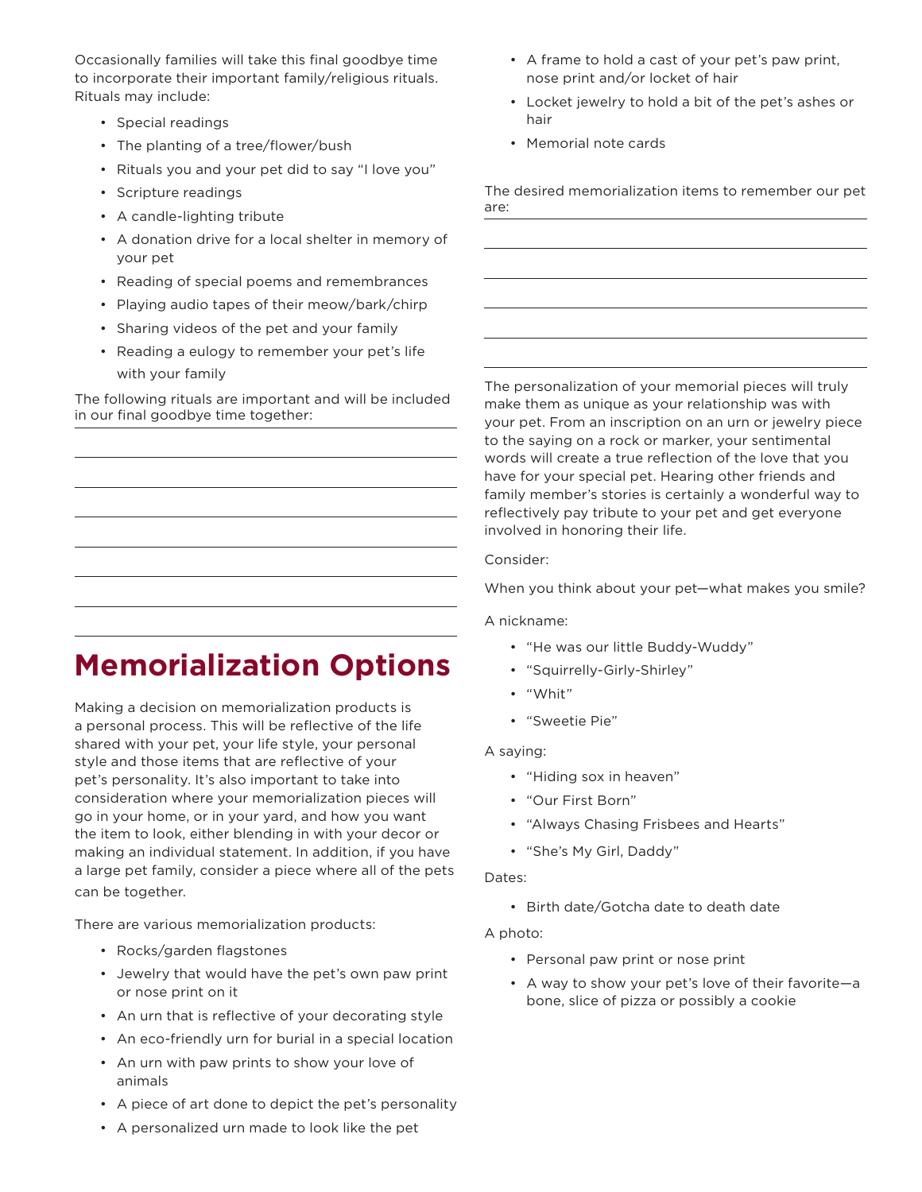Occasionally families will take this final goodbye time to incorporate their important family/religious rituals. Rituals may include:

- Special readings
- The planting of a tree/flower/bush
- Rituals you and your pet did to say "I love you"
- Scripture readings
- A candle-lighting tribute
- A donation drive for a local shelter in memory of your pet
- Reading of special poems and remembrances
- Playing audio tapes of their meow/bark/chirp
- Sharing videos of the pet and your family
- Reading a eulogy to remember your pet's life with your family

The following rituals are important and will be included in our final goodbye time together:

______________________________________________

______________________________________________

______________________________________________

______________________________________________

______________________________________________

______________________________________________

______________________________________________

# Memorialization Options

Making a decision on memorialization products is a personal process. This will be reflective of the life shared with your pet, your life style, your personal style and those items that are reflective of your pet's personality. It's also important to take into consideration where your memorialization pieces will go in your home, or in your yard, and how you want the item to look, either blending in with your decor or making an individual statement. In addition, if you have a large pet family, consider a piece where all of the pets can be together.

There are various memorialization products:

- Rocks/garden flagstones
- Jewelry that would have the pet's own paw print or nose print on it
- An urn that is reflective of your decorating style
- An eco-friendly urn for burial in a special location
- An urn with paw prints to show your love of animals
- A piece of art done to depict the pet's personality
- A personalized urn made to look like the pet
- A frame to hold a cast of your pet's paw print, nose print and/or locket of hair
- Locket jewelry to hold a bit of the pet's ashes or hair
- Memorial note cards

The desired memorialization items to remember our pet are:

______________________________________________

______________________________________________

______________________________________________

______________________________________________

______________________________________________

______________________________________________

The personalization of your memorial pieces will truly make them as unique as your relationship was with your pet. From an inscription on an urn or jewelry piece to the saying on a rock or marker, your sentimental words will create a true reflection of the love that you have for your special pet. Hearing other friends and family member's stories is certainly a wonderful way to reflectively pay tribute to your pet and get everyone involved in honoring their life.

Consider:

When you think about your pet—what makes you smile?

A nickname:

- "He was our little Buddy-Wuddy"
- "Squirrelly-Girly-Shirley"
- "Whit"
- "Sweetie Pie"

A saying:

- "Hiding sox in heaven"
- "Our First Born"
- "Always Chasing Frisbees and Hearts"
- "She's My Girl, Daddy"

Dates:

- Birth date/Gotcha date to death date

A photo:

- Personal paw print or nose print
- A way to show your pet's love of their favorite—a bone, slice of pizza or possibly a cookie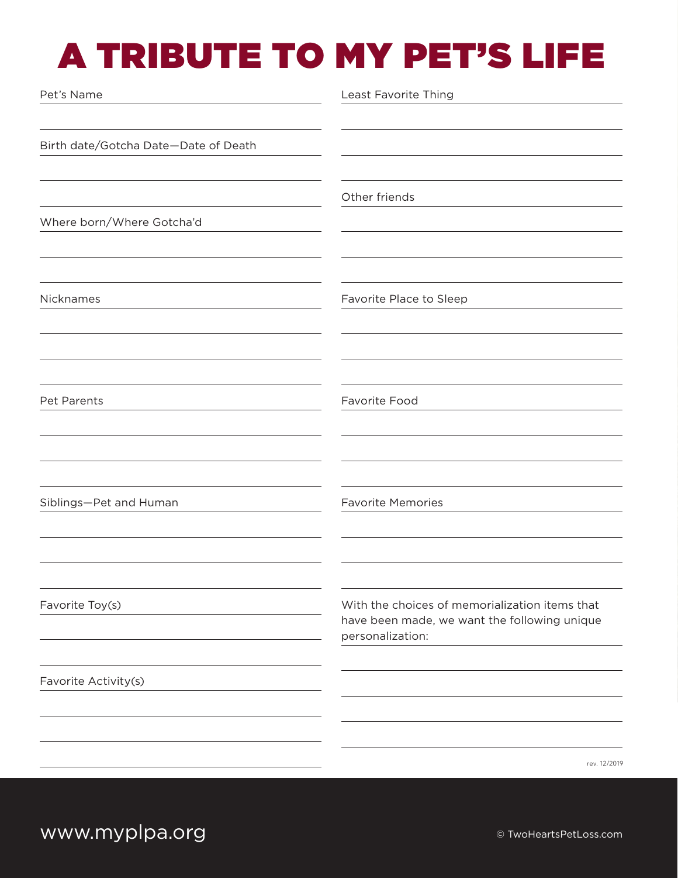# A TRIBUTE TO MY PET'S LIFE

Pet's Name

Birth date/Gotcha Date—Date of Death

Where born/Where Gotcha'd

Nicknames

Pet Parents

Siblings—Pet and Human

Favorite Toy(s)

Favorite Activity(s)

Least Favorite Thing

Other friends

Favorite Place to Sleep

Favorite Food

Favorite Memories

With the choices of memorialization items that have been made, we want the following unique personalization:

rev. 12/2019

www.myplpa.org

© TwoHeartsPetLoss.com